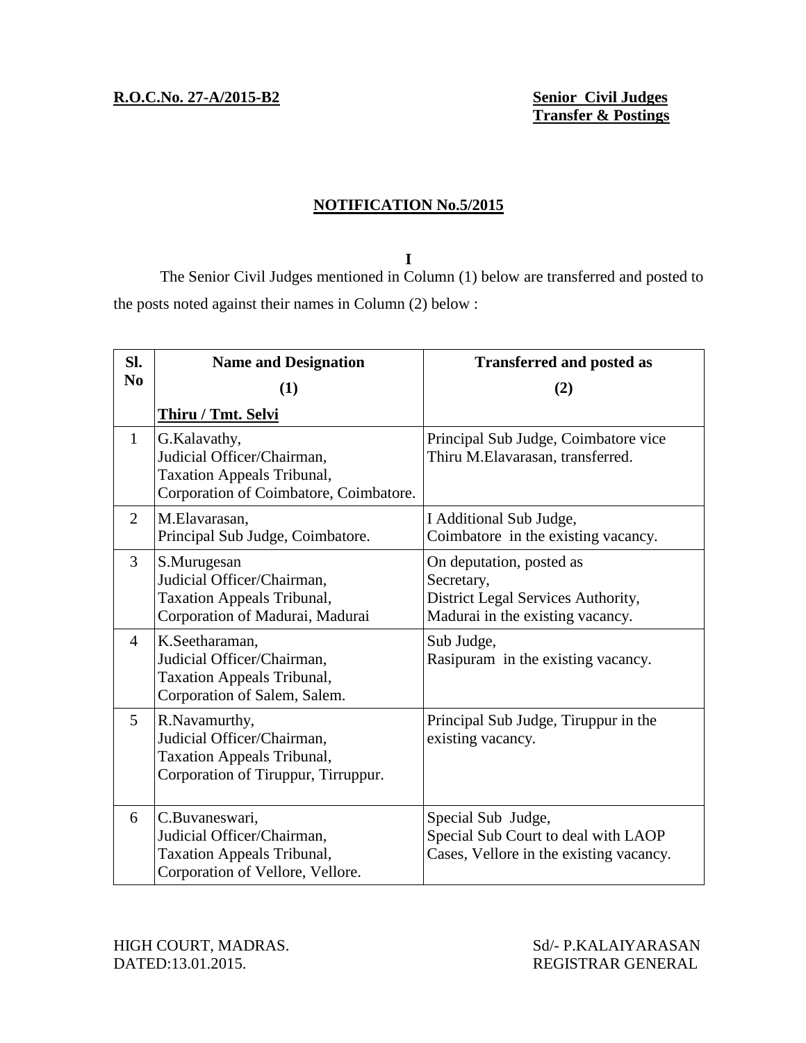**R.O.C.No. 27-A/2015-B2**

**Senior Civil Judges Transfer & Postings**

## NOTIFICATION No.5/2015

**I**

The Senior Civil Judges mentioned in Column (1) below are transferred and posted to the posts noted against their names in Column (2) below :

| Sl. No | Name and Designation (1) | Transferred and posted as (2) |
|---|---|---|
| | **Thiru / Tmt. Selvi** | |
| 1 | G.Kalavathy, Judicial Officer/Chairman, Taxation Appeals Tribunal, Corporation of Coimbatore, Coimbatore. | Principal Sub Judge, Coimbatore vice Thiru M.Elavarasan, transferred. |
| 2 | M.Elavarasan, Principal Sub Judge, Coimbatore. | I Additional Sub Judge, Coimbatore in the existing vacancy. |
| 3 | S.Murugesan Judicial Officer/Chairman, Taxation Appeals Tribunal, Corporation of Madurai, Madurai | On deputation, posted as Secretary, District Legal Services Authority, Madurai in the existing vacancy. |
| 4 | K.Seetharaman, Judicial Officer/Chairman, Taxation Appeals Tribunal, Corporation of Salem, Salem. | Sub Judge, Rasipuram in the existing vacancy. |
| 5 | R.Navamurthy, Judicial Officer/Chairman, Taxation Appeals Tribunal, Corporation of Tiruppur, Tirruppur. | Principal Sub Judge, Tiruppur in the existing vacancy. |
| 6 | C.Buvaneswari, Judicial Officer/Chairman, Taxation Appeals Tribunal, Corporation of Vellore, Vellore. | Special Sub Judge, Special Sub Court to deal with LAOP Cases, Vellore in the existing vacancy. |

HIGH COURT, MADRAS.
DATED:13.01.2015.

Sd/- P.KALAIYARASAN
REGISTRAR GENERAL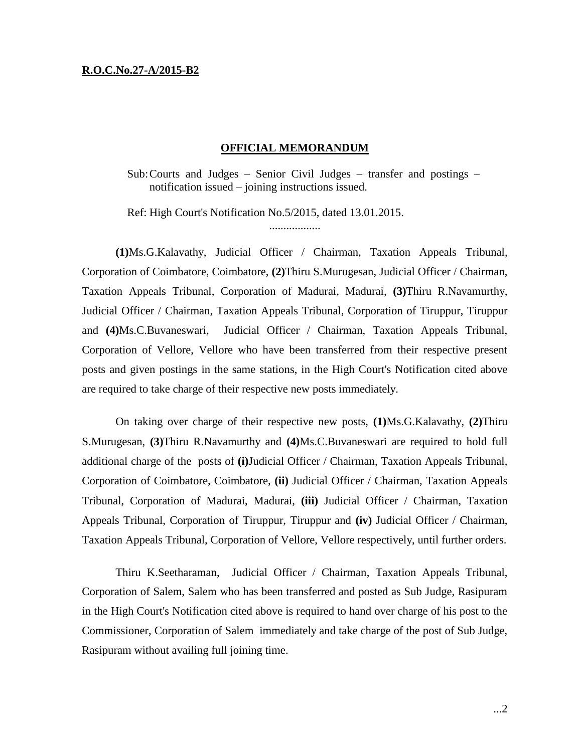**R.O.C.No.27-A/2015-B2**

## OFFICIAL MEMORANDUM

Sub: Courts and Judges – Senior Civil Judges – transfer and postings – notification issued – joining instructions issued.

Ref: High Court's Notification No.5/2015, dated 13.01.2015.

..................

**(1)**Ms.G.Kalavathy, Judicial Officer / Chairman, Taxation Appeals Tribunal, Corporation of Coimbatore, Coimbatore, **(2)**Thiru S.Murugesan, Judicial Officer / Chairman, Taxation Appeals Tribunal, Corporation of Madurai, Madurai, **(3)**Thiru R.Navamurthy, Judicial Officer / Chairman, Taxation Appeals Tribunal, Corporation of Tiruppur, Tiruppur and **(4)**Ms.C.Buvaneswari, Judicial Officer / Chairman, Taxation Appeals Tribunal, Corporation of Vellore, Vellore who have been transferred from their respective present posts and given postings in the same stations, in the High Court's Notification cited above are required to take charge of their respective new posts immediately.

On taking over charge of their respective new posts, **(1)**Ms.G.Kalavathy, **(2)**Thiru S.Murugesan, **(3)**Thiru R.Navamurthy and **(4)**Ms.C.Buvaneswari are required to hold full additional charge of the posts of **(i)**Judicial Officer / Chairman, Taxation Appeals Tribunal, Corporation of Coimbatore, Coimbatore, **(ii)** Judicial Officer / Chairman, Taxation Appeals Tribunal, Corporation of Madurai, Madurai, **(iii)** Judicial Officer / Chairman, Taxation Appeals Tribunal, Corporation of Tiruppur, Tiruppur and **(iv)** Judicial Officer / Chairman, Taxation Appeals Tribunal, Corporation of Vellore, Vellore respectively, until further orders.

Thiru K.Seetharaman, Judicial Officer / Chairman, Taxation Appeals Tribunal, Corporation of Salem, Salem who has been transferred and posted as Sub Judge, Rasipuram in the High Court's Notification cited above is required to hand over charge of his post to the Commissioner, Corporation of Salem immediately and take charge of the post of Sub Judge, Rasipuram without availing full joining time.

...2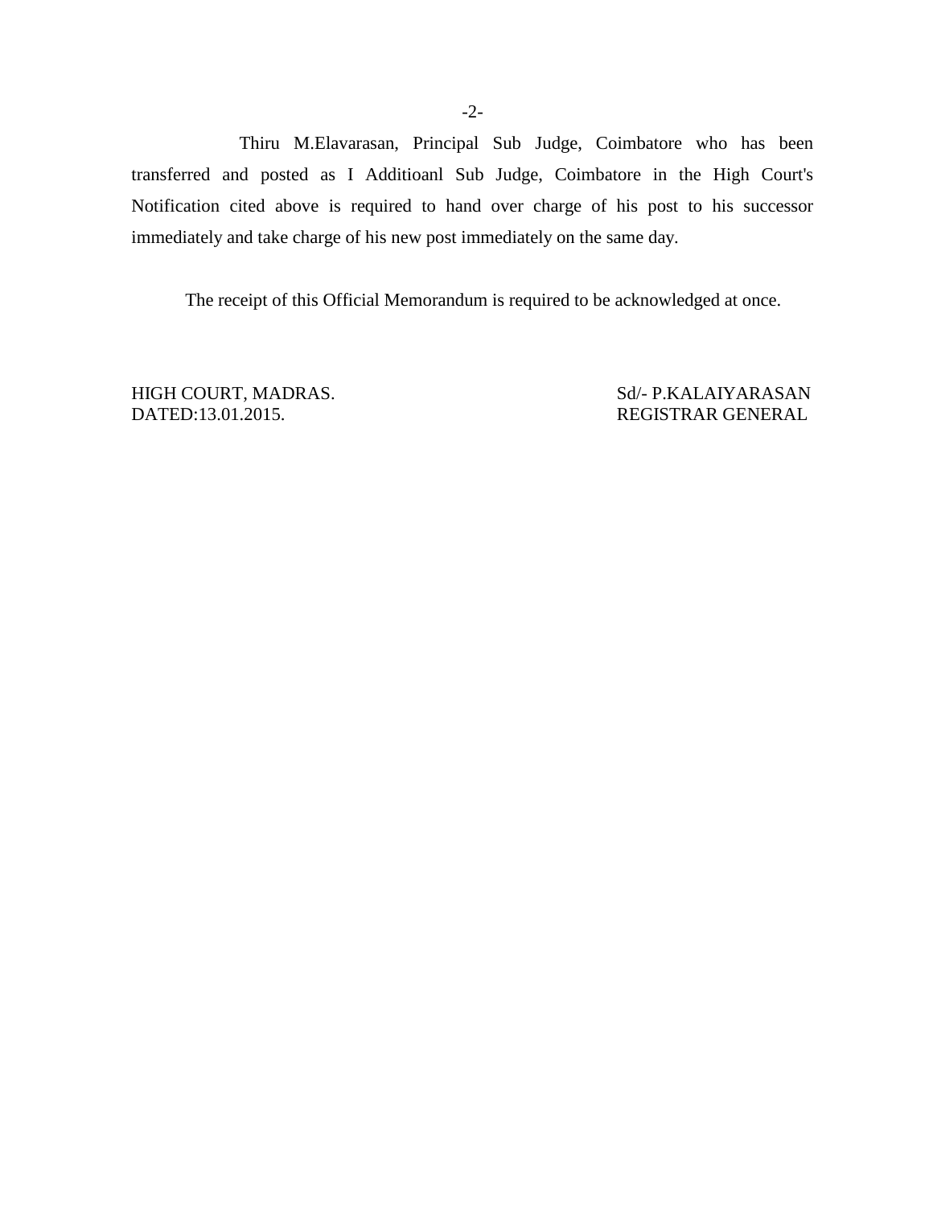Thiru M.Elavarasan, Principal Sub Judge, Coimbatore who has been transferred and posted as I Additioanl Sub Judge, Coimbatore in the High Court's Notification cited above is required to hand over charge of his post to his successor immediately and take charge of his new post immediately on the same day.

The receipt of this Official Memorandum is required to be acknowledged at once.

HIGH COURT, MADRAS.
DATED:13.01.2015.

Sd/- P.KALAIYARASAN
REGISTRAR GENERAL